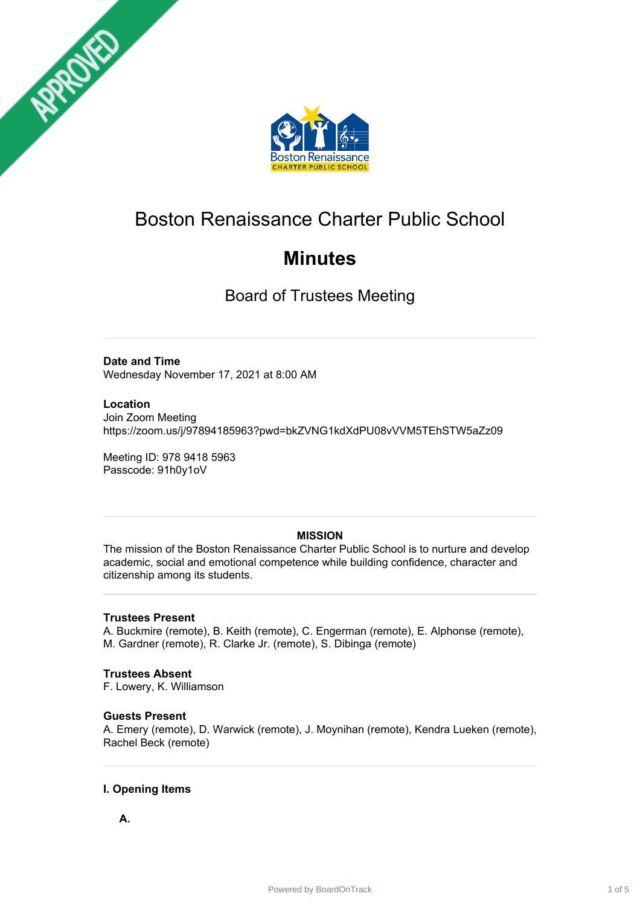# Boston Renaissance Charter Public School

## Minutes

### Board of Trustees Meeting

---

**Date and Time**
Wednesday November 17, 2021 at 8:00 AM

**Location**
Join Zoom Meeting
https://zoom.us/j/97894185963?pwd=bkZVNG1kdXdPU08vVVM5TEhSTW5aZz09

Meeting ID: 978 9418 5963
Passcode: 91h0y1oV

---

**MISSION**

The mission of the Boston Renaissance Charter Public School is to nurture and develop academic, social and emotional competence while building confidence, character and citizenship among its students.

---

**Trustees Present**
A. Buckmire (remote), B. Keith (remote), C. Engerman (remote), E. Alphonse (remote), M. Gardner (remote), R. Clarke Jr. (remote), S. Dibinga (remote)

**Trustees Absent**
F. Lowery, K. Williamson

**Guests Present**
A. Emery (remote), D. Warwick (remote), J. Moynihan (remote), Kendra Lueken (remote), Rachel Beck (remote)

---

**I. Opening Items**

**A.**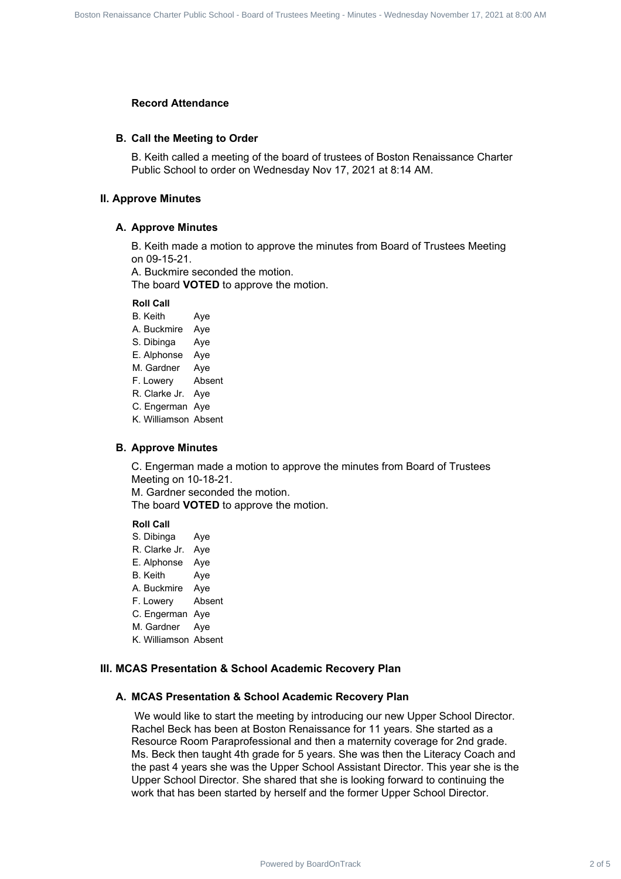### Record Attendance

### B. Call the Meeting to Order

B. Keith called a meeting of the board of trustees of Boston Renaissance Charter Public School to order on Wednesday Nov 17, 2021 at 8:14 AM.

## II. Approve Minutes

### A. Approve Minutes

B. Keith made a motion to approve the minutes from Board of Trustees Meeting on 09-15-21.
A. Buckmire seconded the motion.
The board **VOTED** to approve the motion.

**Roll Call**

| | |
|---|---|
| B. Keith | Aye |
| A. Buckmire | Aye |
| S. Dibinga | Aye |
| E. Alphonse | Aye |
| M. Gardner | Aye |
| F. Lowery | Absent |
| R. Clarke Jr. | Aye |
| C. Engerman | Aye |
| K. Williamson | Absent |

### B. Approve Minutes

C. Engerman made a motion to approve the minutes from Board of Trustees Meeting on 10-18-21.
M. Gardner seconded the motion.
The board **VOTED** to approve the motion.

**Roll Call**

| | |
|---|---|
| S. Dibinga | Aye |
| R. Clarke Jr. | Aye |
| E. Alphonse | Aye |
| B. Keith | Aye |
| A. Buckmire | Aye |
| F. Lowery | Absent |
| C. Engerman | Aye |
| M. Gardner | Aye |
| K. Williamson | Absent |

## III. MCAS Presentation & School Academic Recovery Plan

### A. MCAS Presentation & School Academic Recovery Plan

We would like to start the meeting by introducing our new Upper School Director. Rachel Beck has been at Boston Renaissance for 11 years. She started as a Resource Room Paraprofessional and then a maternity coverage for 2nd grade. Ms. Beck then taught 4th grade for 5 years. She was then the Literacy Coach and the past 4 years she was the Upper School Assistant Director. This year she is the Upper School Director. She shared that she is looking forward to continuing the work that has been started by herself and the former Upper School Director.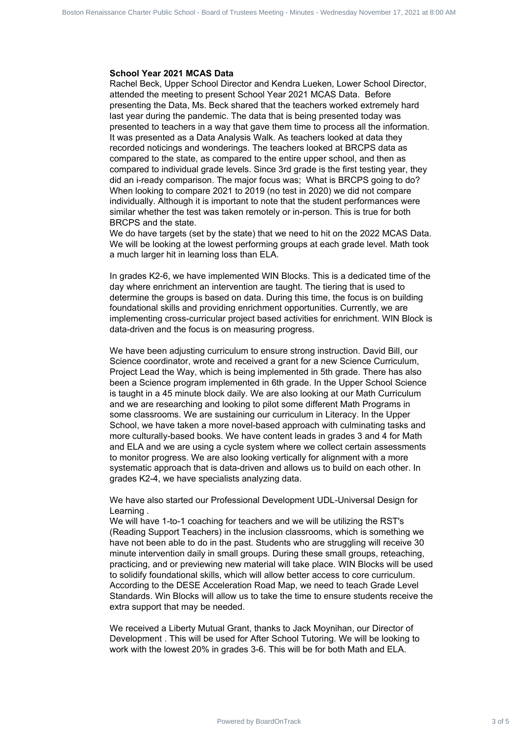**School Year 2021 MCAS Data**

Rachel Beck, Upper School Director and Kendra Lueken, Lower School Director, attended the meeting to present School Year 2021 MCAS Data. Before presenting the Data, Ms. Beck shared that the teachers worked extremely hard last year during the pandemic. The data that is being presented today was presented to teachers in a way that gave them time to process all the information. It was presented as a Data Analysis Walk. As teachers looked at data they recorded noticings and wonderings. The teachers looked at BRCPS data as compared to the state, as compared to the entire upper school, and then as compared to individual grade levels. Since 3rd grade is the first testing year, they did an i-ready comparison. The major focus was; What is BRCPS going to do? When looking to compare 2021 to 2019 (no test in 2020) we did not compare individually. Although it is important to note that the student performances were similar whether the test was taken remotely or in-person. This is true for both BRCPS and the state.

We do have targets (set by the state) that we need to hit on the 2022 MCAS Data. We will be looking at the lowest performing groups at each grade level. Math took a much larger hit in learning loss than ELA.

In grades K2-6, we have implemented WIN Blocks. This is a dedicated time of the day where enrichment an intervention are taught. The tiering that is used to determine the groups is based on data. During this time, the focus is on building foundational skills and providing enrichment opportunities. Currently, we are implementing cross-curricular project based activities for enrichment. WIN Block is data-driven and the focus is on measuring progress.

We have been adjusting curriculum to ensure strong instruction. David Bill, our Science coordinator, wrote and received a grant for a new Science Curriculum, Project Lead the Way, which is being implemented in 5th grade. There has also been a Science program implemented in 6th grade. In the Upper School Science is taught in a 45 minute block daily. We are also looking at our Math Curriculum and we are researching and looking to pilot some different Math Programs in some classrooms. We are sustaining our curriculum in Literacy. In the Upper School, we have taken a more novel-based approach with culminating tasks and more culturally-based books. We have content leads in grades 3 and 4 for Math and ELA and we are using a cycle system where we collect certain assessments to monitor progress. We are also looking vertically for alignment with a more systematic approach that is data-driven and allows us to build on each other. In grades K2-4, we have specialists analyzing data.

We have also started our Professional Development UDL-Universal Design for Learning .

We will have 1-to-1 coaching for teachers and we will be utilizing the RST's (Reading Support Teachers) in the inclusion classrooms, which is something we have not been able to do in the past. Students who are struggling will receive 30 minute intervention daily in small groups. During these small groups, reteaching, practicing, and or previewing new material will take place. WIN Blocks will be used to solidify foundational skills, which will allow better access to core curriculum. According to the DESE Acceleration Road Map, we need to teach Grade Level Standards. Win Blocks will allow us to take the time to ensure students receive the extra support that may be needed.

We received a Liberty Mutual Grant, thanks to Jack Moynihan, our Director of Development . This will be used for After School Tutoring. We will be looking to work with the lowest 20% in grades 3-6. This will be for both Math and ELA.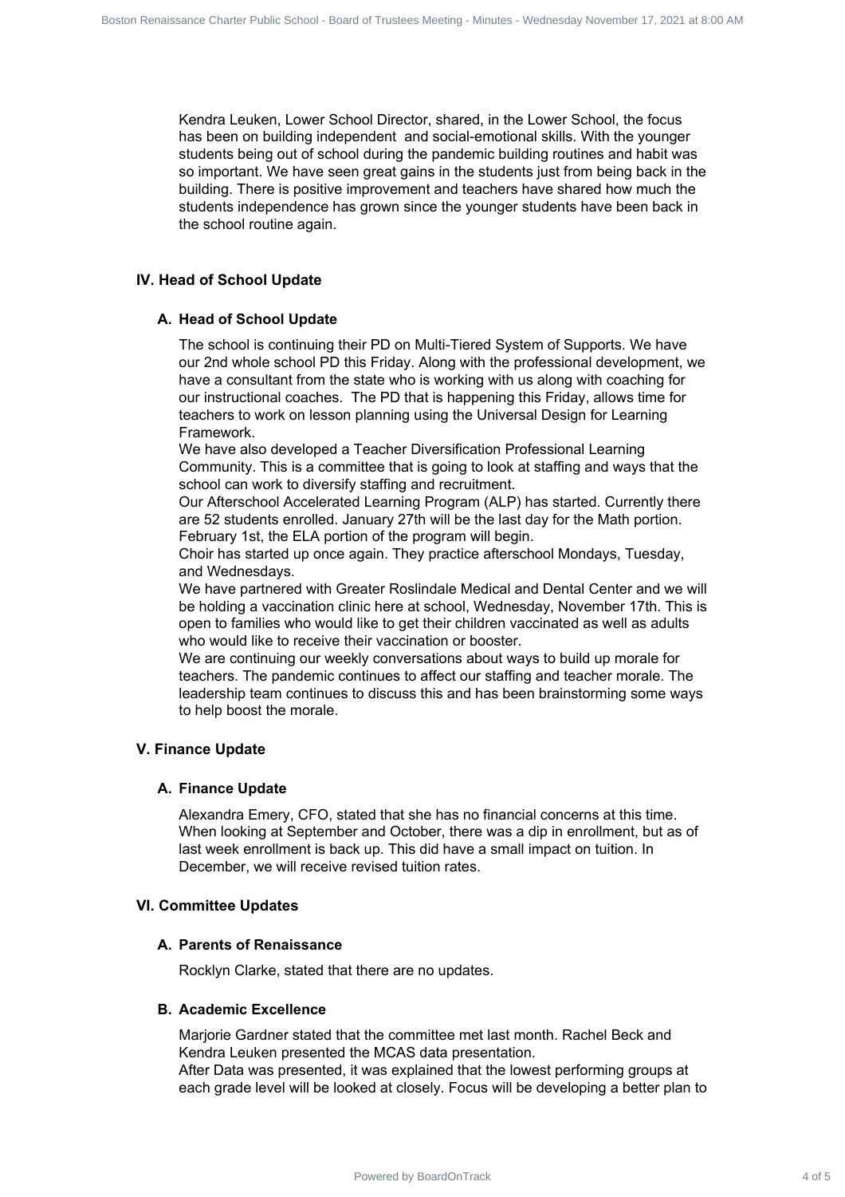Kendra Leuken, Lower School Director, shared, in the Lower School, the focus has been on building independent and social-emotional skills. With the younger students being out of school during the pandemic building routines and habit was so important. We have seen great gains in the students just from being back in the building. There is positive improvement and teachers have shared how much the students independence has grown since the younger students have been back in the school routine again.

## IV. Head of School Update

### A. Head of School Update

The school is continuing their PD on Multi-Tiered System of Supports. We have our 2nd whole school PD this Friday. Along with the professional development, we have a consultant from the state who is working with us along with coaching for our instructional coaches. The PD that is happening this Friday, allows time for teachers to work on lesson planning using the Universal Design for Learning Framework.
We have also developed a Teacher Diversification Professional Learning Community. This is a committee that is going to look at staffing and ways that the school can work to diversify staffing and recruitment.
Our Afterschool Accelerated Learning Program (ALP) has started. Currently there are 52 students enrolled. January 27th will be the last day for the Math portion. February 1st, the ELA portion of the program will begin.
Choir has started up once again. They practice afterschool Mondays, Tuesday, and Wednesdays.
We have partnered with Greater Roslindale Medical and Dental Center and we will be holding a vaccination clinic here at school, Wednesday, November 17th. This is open to families who would like to get their children vaccinated as well as adults who would like to receive their vaccination or booster.
We are continuing our weekly conversations about ways to build up morale for teachers. The pandemic continues to affect our staffing and teacher morale. The leadership team continues to discuss this and has been brainstorming some ways to help boost the morale.

## V. Finance Update

### A. Finance Update

Alexandra Emery, CFO, stated that she has no financial concerns at this time. When looking at September and October, there was a dip in enrollment, but as of last week enrollment is back up. This did have a small impact on tuition. In December, we will receive revised tuition rates.

## VI. Committee Updates

### A. Parents of Renaissance

Rocklyn Clarke, stated that there are no updates.

### B. Academic Excellence

Marjorie Gardner stated that the committee met last month. Rachel Beck and Kendra Leuken presented the MCAS data presentation.
After Data was presented, it was explained that the lowest performing groups at each grade level will be looked at closely. Focus will be developing a better plan to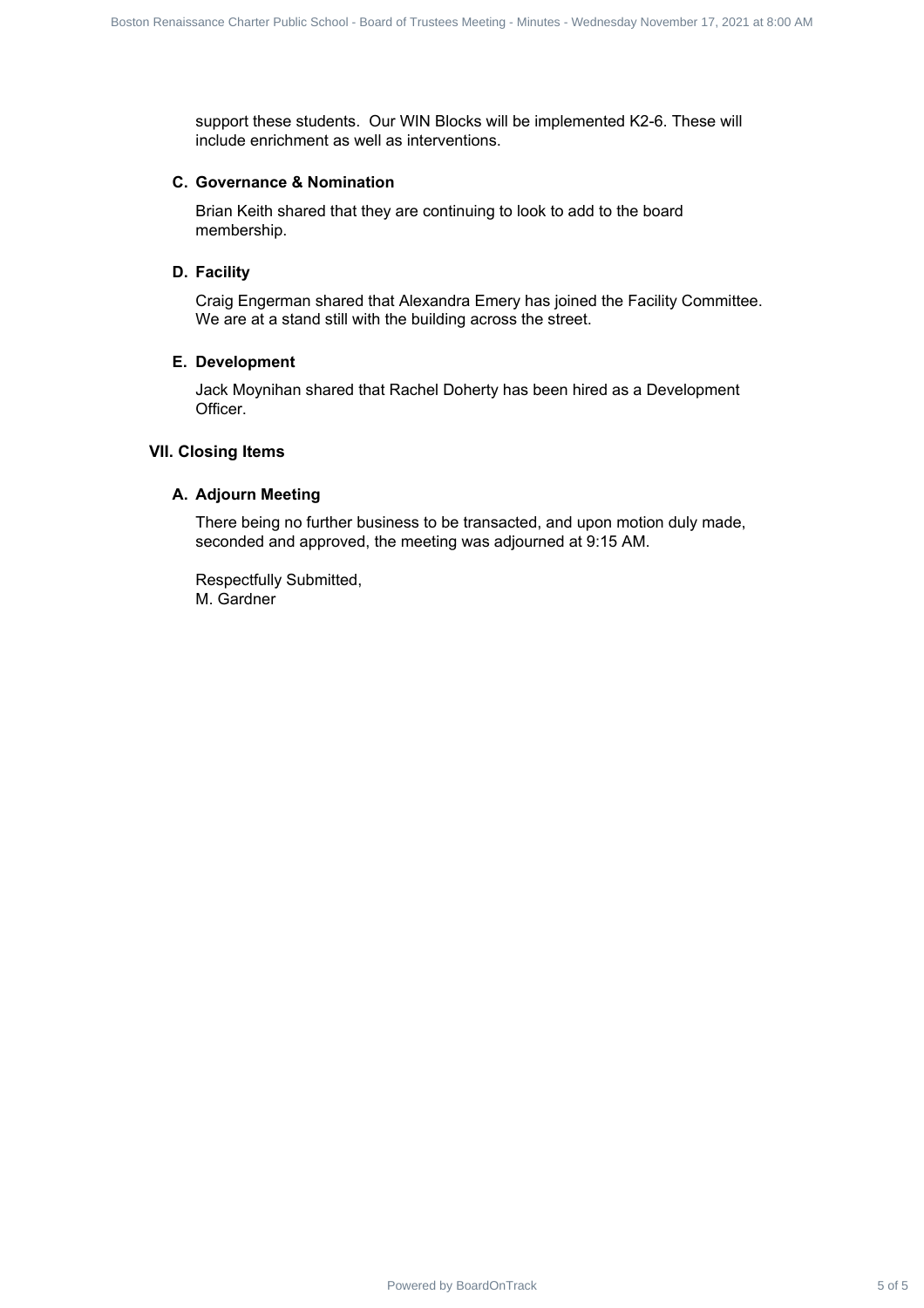support these students. Our WIN Blocks will be implemented K2-6. These will include enrichment as well as interventions.

### C. Governance & Nomination

Brian Keith shared that they are continuing to look to add to the board membership.

### D. Facility

Craig Engerman shared that Alexandra Emery has joined the Facility Committee. We are at a stand still with the building across the street.

### E. Development

Jack Moynihan shared that Rachel Doherty has been hired as a Development Officer.

## VII. Closing Items

### A. Adjourn Meeting

There being no further business to be transacted, and upon motion duly made, seconded and approved, the meeting was adjourned at 9:15 AM.

Respectfully Submitted,
M. Gardner